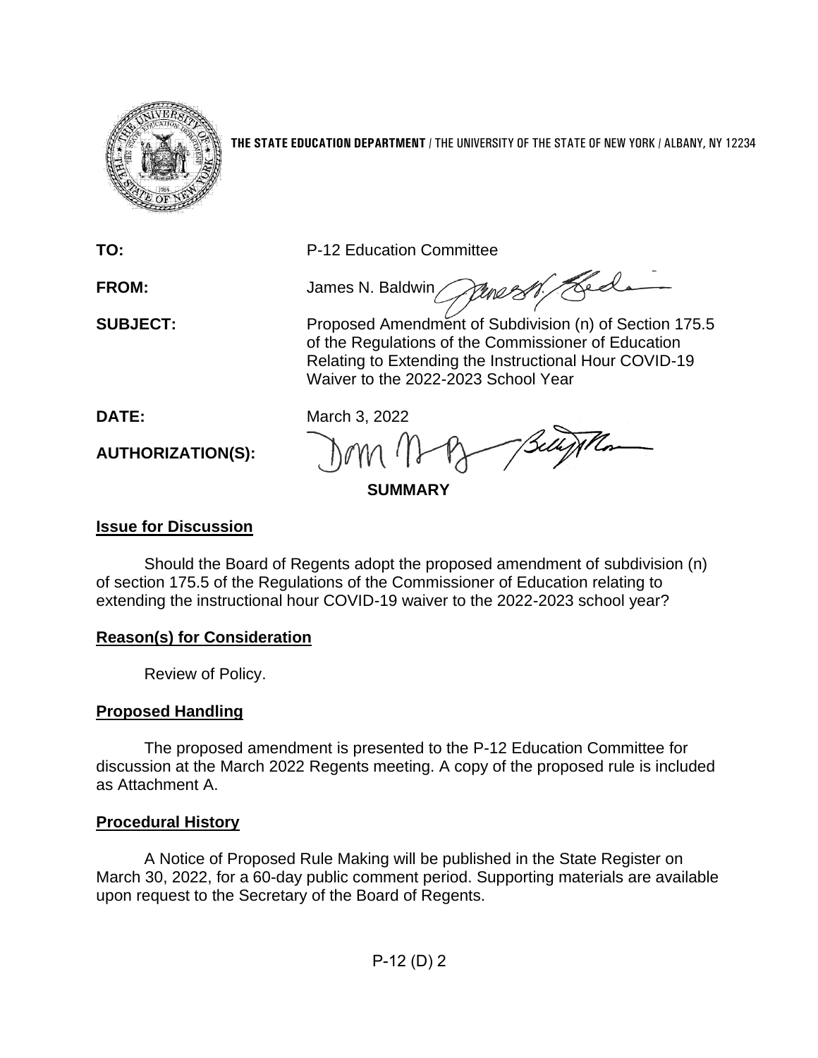**THE STATE EDUCATION DEPARTMENT** / THE UNIVERSITY OF THE STATE OF NEW YORK / ALBANY, NY 12234

**TO:** P-12 Education Committee

**FROM:** James N. Baldwin

**SUBJECT:** Proposed Amendment of Subdivision (n) of Section 175.5 of the Regulations of the Commissioner of Education Relating to Extending the Instructional Hour COVID-19 Waiver to the 2022-2023 School Year

**DATE:** March 3, 2022

**AUTHORIZATION(S):**

**SUMMARY**

## Issue for Discussion

Should the Board of Regents adopt the proposed amendment of subdivision (n) of section 175.5 of the Regulations of the Commissioner of Education relating to extending the instructional hour COVID-19 waiver to the 2022-2023 school year?

## Reason(s) for Consideration

Review of Policy.

## Proposed Handling

The proposed amendment is presented to the P-12 Education Committee for discussion at the March 2022 Regents meeting. A copy of the proposed rule is included as Attachment A.

## Procedural History

A Notice of Proposed Rule Making will be published in the State Register on March 30, 2022, for a 60-day public comment period. Supporting materials are available upon request to the Secretary of the Board of Regents.

P-12 (D) 2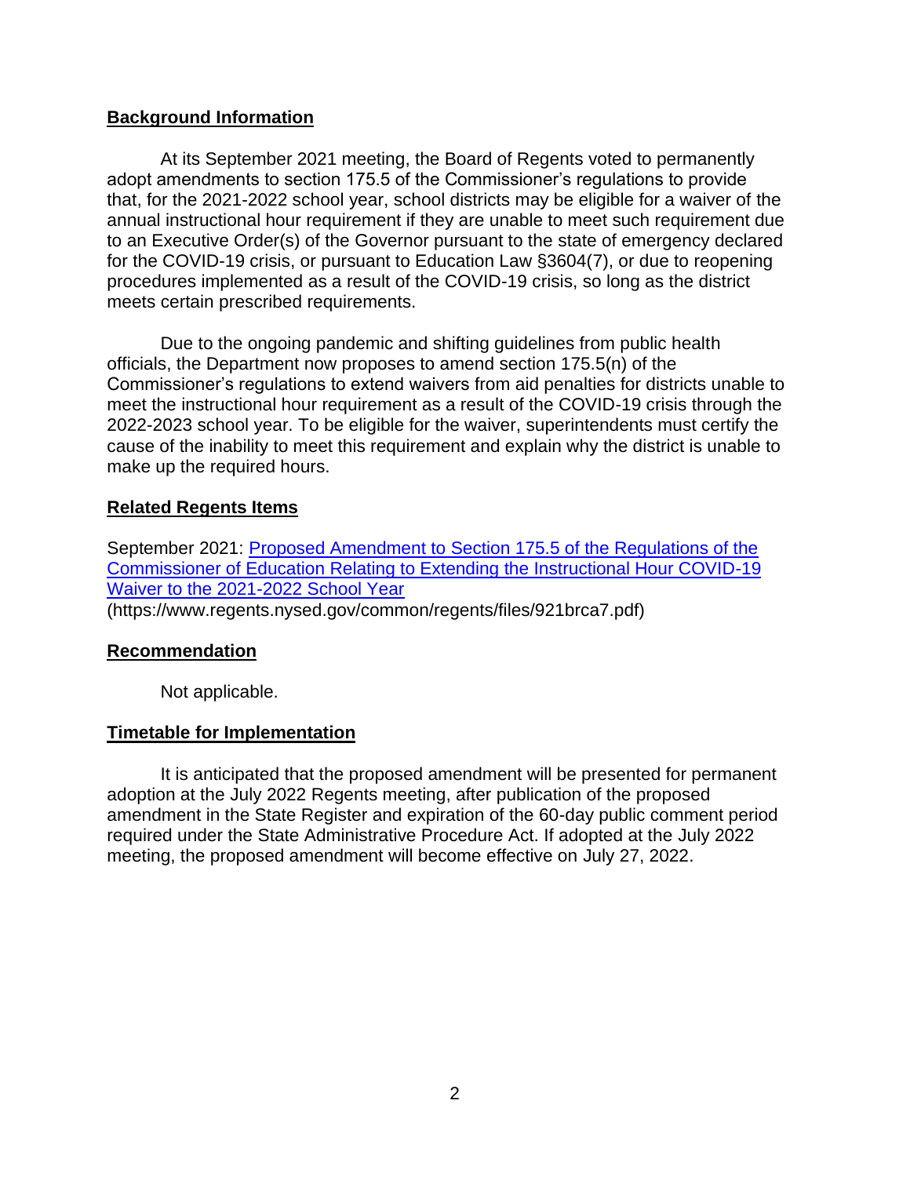## Background Information

At its September 2021 meeting, the Board of Regents voted to permanently adopt amendments to section 175.5 of the Commissioner's regulations to provide that, for the 2021-2022 school year, school districts may be eligible for a waiver of the annual instructional hour requirement if they are unable to meet such requirement due to an Executive Order(s) of the Governor pursuant to the state of emergency declared for the COVID-19 crisis, or pursuant to Education Law §3604(7), or due to reopening procedures implemented as a result of the COVID-19 crisis, so long as the district meets certain prescribed requirements.

Due to the ongoing pandemic and shifting guidelines from public health officials, the Department now proposes to amend section 175.5(n) of the Commissioner's regulations to extend waivers from aid penalties for districts unable to meet the instructional hour requirement as a result of the COVID-19 crisis through the 2022-2023 school year. To be eligible for the waiver, superintendents must certify the cause of the inability to meet this requirement and explain why the district is unable to make up the required hours.

## Related Regents Items

September 2021: [Proposed Amendment to Section 175.5 of the Regulations of the Commissioner of Education Relating to Extending the Instructional Hour COVID-19 Waiver to the 2021-2022 School Year](https://www.regents.nysed.gov/common/regents/files/921brca7.pdf)
(https://www.regents.nysed.gov/common/regents/files/921brca7.pdf)

## Recommendation

Not applicable.

## Timetable for Implementation

It is anticipated that the proposed amendment will be presented for permanent adoption at the July 2022 Regents meeting, after publication of the proposed amendment in the State Register and expiration of the 60-day public comment period required under the State Administrative Procedure Act. If adopted at the July 2022 meeting, the proposed amendment will become effective on July 27, 2022.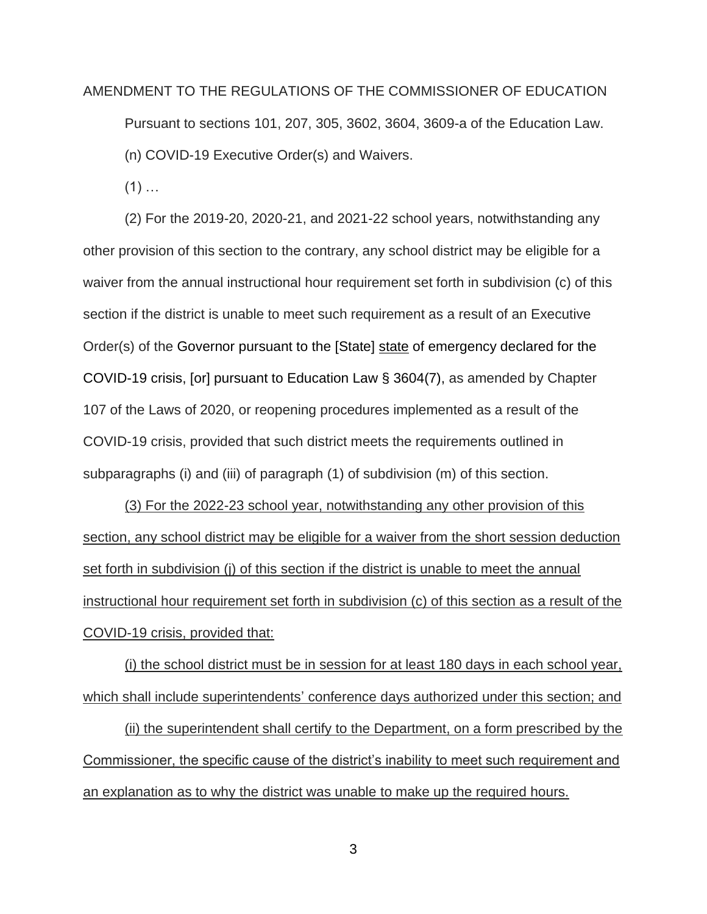AMENDMENT TO THE REGULATIONS OF THE COMMISSIONER OF EDUCATION

Pursuant to sections 101, 207, 305, 3602, 3604, 3609-a of the Education Law.

(n) COVID-19 Executive Order(s) and Waivers.

(1) …

(2) For the 2019-20, 2020-21, and 2021-22 school years, notwithstanding any other provision of this section to the contrary, any school district may be eligible for a waiver from the annual instructional hour requirement set forth in subdivision (c) of this section if the district is unable to meet such requirement as a result of an Executive Order(s) of the Governor pursuant to the [State] <u>state</u> of emergency declared for the COVID-19 crisis, [or] pursuant to Education Law § 3604(7), as amended by Chapter 107 of the Laws of 2020, or reopening procedures implemented as a result of the COVID-19 crisis, provided that such district meets the requirements outlined in subparagraphs (i) and (iii) of paragraph (1) of subdivision (m) of this section.

<u>(3) For the 2022-23 school year, notwithstanding any other provision of this section, any school district may be eligible for a waiver from the short session deduction set forth in subdivision (j) of this section if the district is unable to meet the annual instructional hour requirement set forth in subdivision (c) of this section as a result of the COVID-19 crisis, provided that:</u>

<u>(i) the school district must be in session for at least 180 days in each school year, which shall include superintendents' conference days authorized under this section; and</u>

<u>(ii) the superintendent shall certify to the Department, on a form prescribed by the Commissioner, the specific cause of the district's inability to meet such requirement and an explanation as to why the district was unable to make up the required hours.</u>